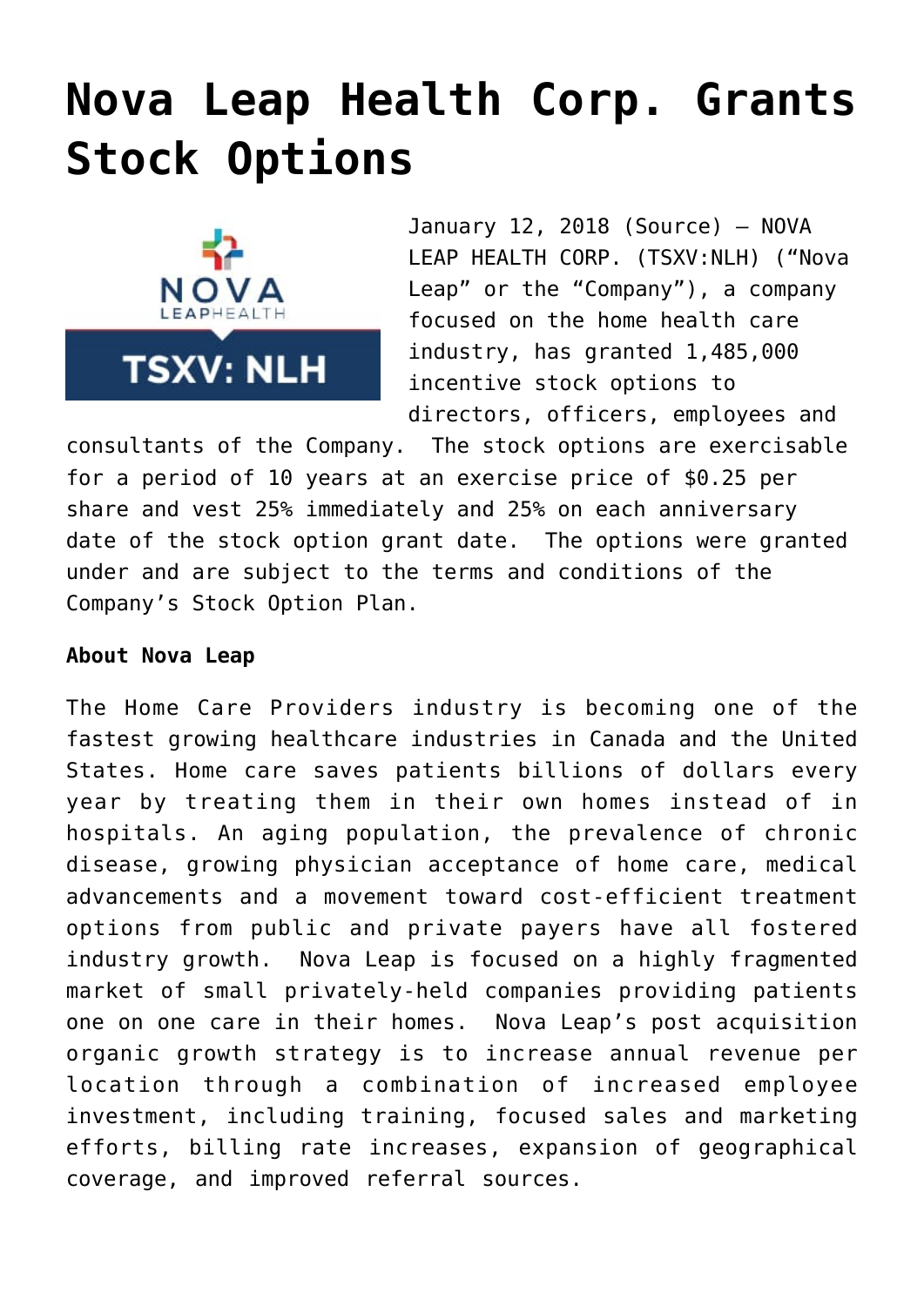# Nova Leap Health Corp. Grants Stock Options

January 12, 2018 (Source) – NOVA LEAP HEALTH CORP. (TSXV:NLH) ("Nova Leap" or the "Company"), a company focused on the home health care industry, has granted 1,485,000 incentive stock options to directors, officers, employees and consultants of the Company. The stock options are exercisable for a period of 10 years at an exercise price of $0.25 per share and vest 25% immediately and 25% on each anniversary date of the stock option grant date. The options were granted under and are subject to the terms and conditions of the Company's Stock Option Plan.

**About Nova Leap**

The Home Care Providers industry is becoming one of the fastest growing healthcare industries in Canada and the United States. Home care saves patients billions of dollars every year by treating them in their own homes instead of in hospitals. An aging population, the prevalence of chronic disease, growing physician acceptance of home care, medical advancements and a movement toward cost-efficient treatment options from public and private payers have all fostered industry growth. Nova Leap is focused on a highly fragmented market of small privately-held companies providing patients one on one care in their homes. Nova Leap's post acquisition organic growth strategy is to increase annual revenue per location through a combination of increased employee investment, including training, focused sales and marketing efforts, billing rate increases, expansion of geographical coverage, and improved referral sources.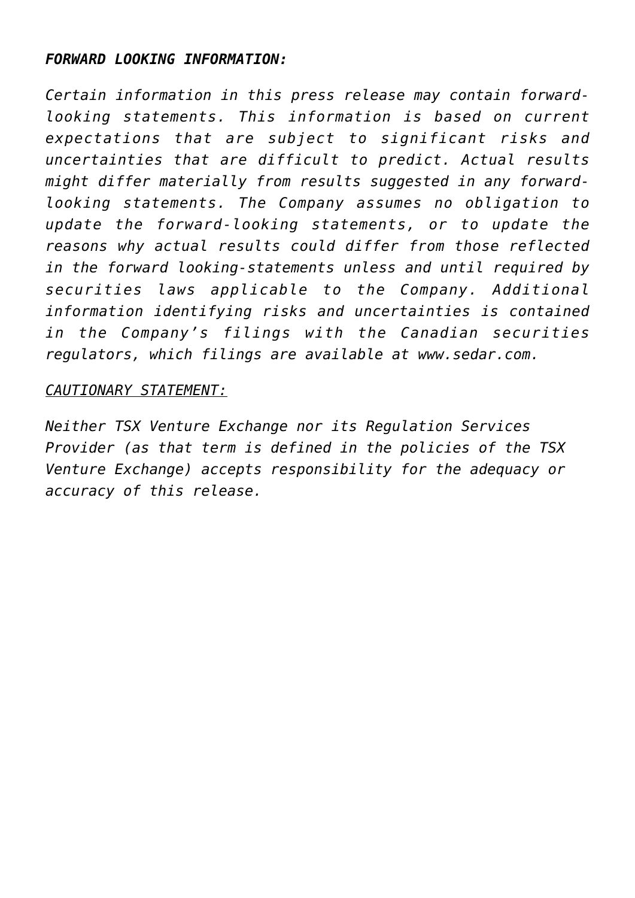***FORWARD LOOKING INFORMATION:***

*Certain information in this press release may contain forward-looking statements. This information is based on current expectations that are subject to significant risks and uncertainties that are difficult to predict. Actual results might differ materially from results suggested in any forward-looking statements. The Company assumes no obligation to update the forward-looking statements, or to update the reasons why actual results could differ from those reflected in the forward looking-statements unless and until required by securities laws applicable to the Company. Additional information identifying risks and uncertainties is contained in the Company's filings with the Canadian securities regulators, which filings are available at www.sedar.com.*

*<u>CAUTIONARY STATEMENT:</u>*

*Neither TSX Venture Exchange nor its Regulation Services Provider (as that term is defined in the policies of the TSX Venture Exchange) accepts responsibility for the adequacy or accuracy of this release.*